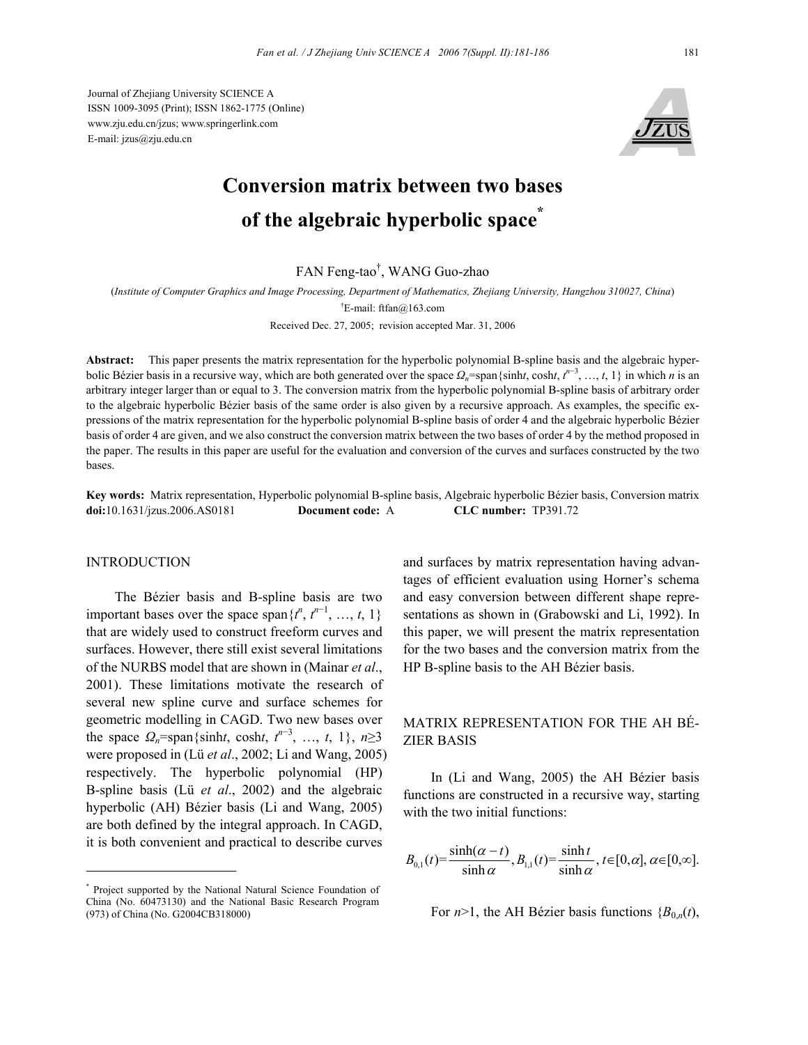Journal of Zhejiang University SCIENCE A
ISSN 1009-3095 (Print); ISSN 1862-1775 (Online)
www.zju.edu.cn/jzus; www.springerlink.com
E-mail: jzus@zju.edu.cn

# Conversion matrix between two bases of the algebraic hyperbolic space*

FAN Feng-tao†, WANG Guo-zhao

(*Institute of Computer Graphics and Image Processing, Department of Mathematics, Zhejiang University, Hangzhou 310027, China*)

†E-mail: ftfan@163.com

Received Dec. 27, 2005; revision accepted Mar. 31, 2006

**Abstract:** This paper presents the matrix representation for the hyperbolic polynomial B-spline basis and the algebraic hyperbolic Bézier basis in a recursive way, which are both generated over the space $\Omega_n$=span{sinh$t$, cosh$t$, $t^{n-3}$, …, $t$, 1} in which $n$ is an arbitrary integer larger than or equal to 3. The conversion matrix from the hyperbolic polynomial B-spline basis of arbitrary order to the algebraic hyperbolic Bézier basis of the same order is also given by a recursive approach. As examples, the specific expressions of the matrix representation for the hyperbolic polynomial B-spline basis of order 4 and the algebraic hyperbolic Bézier basis of order 4 are given, and we also construct the conversion matrix between the two bases of order 4 by the method proposed in the paper. The results in this paper are useful for the evaluation and conversion of the curves and surfaces constructed by the two bases.

**Key words:** Matrix representation, Hyperbolic polynomial B-spline basis, Algebraic hyperbolic Bézier basis, Conversion matrix
**doi:**10.1631/jzus.2006.AS0181 **Document code:** A **CLC number:** TP391.72

## INTRODUCTION

The Bézier basis and B-spline basis are two important bases over the space span{$t^n$, $t^{n-1}$, …, $t$, 1} that are widely used to construct freeform curves and surfaces. However, there still exist several limitations of the NURBS model that are shown in (Mainar *et al*., 2001). These limitations motivate the research of several new spline curve and surface schemes for geometric modelling in CAGD. Two new bases over the space $\Omega_n$=span{sinh$t$, cosh$t$, $t^{n-3}$, …, $t$, 1}, $n$≥3 were proposed in (Lü *et al*., 2002; Li and Wang, 2005) respectively. The hyperbolic polynomial (HP) B-spline basis (Lü *et al*., 2002) and the algebraic hyperbolic (AH) Bézier basis (Li and Wang, 2005) are both defined by the integral approach. In CAGD, it is both convenient and practical to describe curves and surfaces by matrix representation having advantages of efficient evaluation using Horner's schema and easy conversion between different shape representations as shown in (Grabowski and Li, 1992). In this paper, we will present the matrix representation for the two bases and the conversion matrix from the HP B-spline basis to the AH Bézier basis.

## MATRIX REPRESENTATION FOR THE AH BÉZIER BASIS

In (Li and Wang, 2005) the AH Bézier basis functions are constructed in a recursive way, starting with the two initial functions:

$$B_{0,1}(t)=\frac{\sinh(\alpha-t)}{\sinh\alpha},\ B_{1,1}(t)=\frac{\sinh t}{\sinh\alpha},\ t\in[0,\alpha],\ \alpha\in[0,\infty].$$

For $n$>1, the AH Bézier basis functions {$B_{0,n}(t)$,

---

* Project supported by the National Natural Science Foundation of China (No. 60473130) and the National Basic Research Program (973) of China (No. G2004CB318000)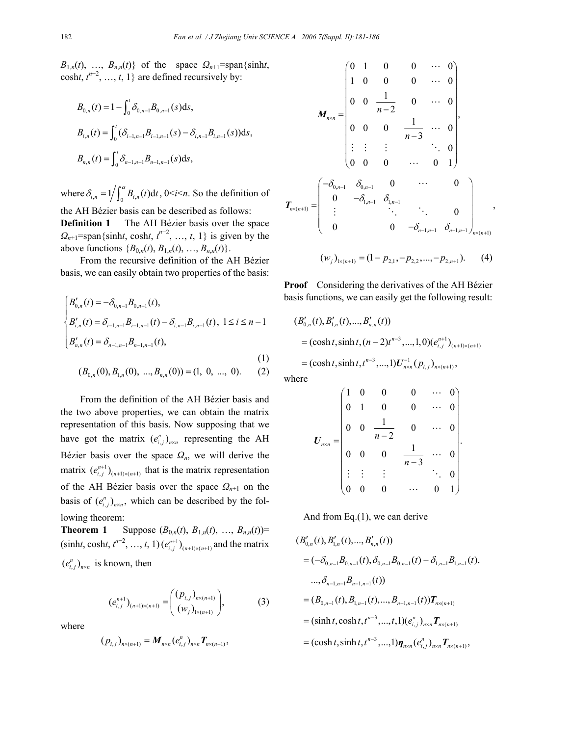$B_{1,n}(t)$, …, $B_{n,n}(t)$} of the space $\Omega_{n+1}$=span{sinh$t$, cosh$t$, $t^{n-2}$, …, $t$, 1} are defined recursively by:

$$
\begin{aligned}
B_{0,n}(t) &= 1-\int_0^t \delta_{0,n-1}B_{0,n-1}(s)\mathrm{d}s,\\
B_{i,n}(t) &= \int_0^t (\delta_{i-1,n-1}B_{i-1,n-1}(s)-\delta_{i,n-1}B_{i,n-1}(s))\mathrm{d}s,\\
B_{n,n}(t) &= \int_0^t \delta_{n-1,n-1}B_{n-1,n-1}(s)\mathrm{d}s,
\end{aligned}
$$

where $\delta_{i,n}=1\Big/\int_0^\alpha B_{i,n}(t)\mathrm{d}t$, $0<i<n$. So the definition of the AH Bézier basis can be described as follows:

**Definition 1** The AH Bézier basis over the space $\Omega_{n+1}$=span{sinh$t$, cosh$t$, $t^{n-2}$, …, $t$, 1} is given by the above functions {$B_{0,n}(t)$, $B_{1,n}(t)$, …, $B_{n,n}(t)$}.

From the recursive definition of the AH Bézier basis, we can easily obtain two properties of the basis:

$$
\begin{cases}
B'_{0,n}(t)=-\delta_{0,n-1}B_{0,n-1}(t),\\
B'_{i,n}(t)=\delta_{i-1,n-1}B_{i-1,n-1}(t)-\delta_{i,n-1}B_{i,n-1}(t),\ 1\le i\le n-1\\
B'_{n,n}(t)=\delta_{n-1,n-1}B_{n-1,n-1}(t),
\end{cases}
\tag{1}
$$

$$
(B_{0,n}(0), B_{1,n}(0),\ ..., B_{n,n}(0))=(1,\ 0,\ ...,\ 0). \tag{2}
$$

From the definition of the AH Bézier basis and the two above properties, we can obtain the matrix representation of this basis. Now supposing that we have got the matrix $(e_{i,j}^n)_{n\times n}$ representing the AH Bézier basis over the space $\Omega_n$, we will derive the matrix $(e_{i,j}^{n+1})_{(n+1)\times(n+1)}$ that is the matrix representation of the AH Bézier basis over the space $\Omega_{n+1}$ on the basis of $(e_{i,j}^n)_{n\times n}$, which can be described by the following theorem:

**Theorem 1** Suppose ($B_{0,n}(t)$, $B_{1,n}(t)$, …, $B_{n,n}(t)$)= (sinh$t$, cosh$t$, $t^{n-2}$, …, $t$, 1) $(e_{i,j}^{n+1})_{(n+1)\times(n+1)}$ and the matrix $(e_{i,j}^n)_{n\times n}$ is known, then

$$
(e_{i,j}^{n+1})_{(n+1)\times(n+1)}=\begin{pmatrix}(p_{i,j})_{n\times(n+1)}\\(w_j)_{1\times(n+1)}\end{pmatrix}, \tag{3}
$$

where

$$
(p_{i,j})_{n\times(n+1)}=\boldsymbol{M}_{n\times n}(e_{i,j}^n)_{n\times n}\boldsymbol{T}_{n\times(n+1)},
$$

$$
\boldsymbol{M}_{n\times n}=\begin{pmatrix}
0&1&0&0&\cdots&0\\
1&0&0&0&\cdots&0\\
0&0&\frac{1}{n-2}&0&\cdots&0\\
0&0&0&\frac{1}{n-3}&\cdots&0\\
\vdots&\vdots&\vdots&&\ddots&0\\
0&0&0&\cdots&0&1
\end{pmatrix},
$$

$$
\boldsymbol{T}_{n\times(n+1)}=\begin{pmatrix}
-\delta_{0,n-1}&\delta_{0,n-1}&0&\cdots&0\\
0&-\delta_{1,n-1}&\delta_{1,n-1}&&\\
\vdots&&\ddots&\ddots&0\\
0&&0&-\delta_{n-1,n-1}&\delta_{n-1,n-1}
\end{pmatrix}_{n\times(n+1)},
$$

$$
(w_j)_{1\times(n+1)}=(1-p_{2,1},-p_{2,2},...,-p_{2,n+1}). \tag{4}
$$

**Proof** Considering the derivatives of the AH Bézier basis functions, we can easily get the following result:

$$
\begin{aligned}
&(B'_{0,n}(t),B'_{1,n}(t),...,B'_{n,n}(t))\\
&=(\cosh t,\sinh t,(n-2)t^{n-3},...,1,0)(e_{i,j}^{n+1})_{(n+1)\times(n+1)}\\
&=(\cosh t,\sinh t,t^{n-3},...,1)\boldsymbol{U}_{n\times n}^{-1}(p_{i,j})_{n\times(n+1)},
\end{aligned}
$$

where

$$
\boldsymbol{U}_{n\times n}=\begin{pmatrix}
1&0&0&0&\cdots&0\\
0&1&0&0&\cdots&0\\
0&0&\frac{1}{n-2}&0&\cdots&0\\
0&0&0&\frac{1}{n-3}&\cdots&0\\
\vdots&\vdots&\vdots&&\ddots&0\\
0&0&0&\cdots&0&1
\end{pmatrix}.
$$

And from Eq.(1), we can derive

$$
\begin{aligned}
&(B'_{0,n}(t),B'_{1,n}(t),...,B'_{n,n}(t))\\
&=(-\delta_{0,n-1}B_{0,n-1}(t),\delta_{0,n-1}B_{0,n-1}(t)-\delta_{1,n-1}B_{1,n-1}(t),\\
&\quad ...,\delta_{n-1,n-1}B_{n-1,n-1}(t))\\
&=(B_{0,n-1}(t),B_{1,n-1}(t),...,B_{n-1,n-1}(t))\boldsymbol{T}_{n\times(n+1)}\\
&=(\sinh t,\cosh t,t^{n-3},...,t,1)(e_{i,j}^n)_{n\times n}\boldsymbol{T}_{n\times(n+1)}\\
&=(\cosh t,\sinh t,t^{n-3},...,1)\boldsymbol{\eta}_{n\times n}(e_{i,j}^n)_{n\times n}\boldsymbol{T}_{n\times(n+1)},
\end{aligned}
$$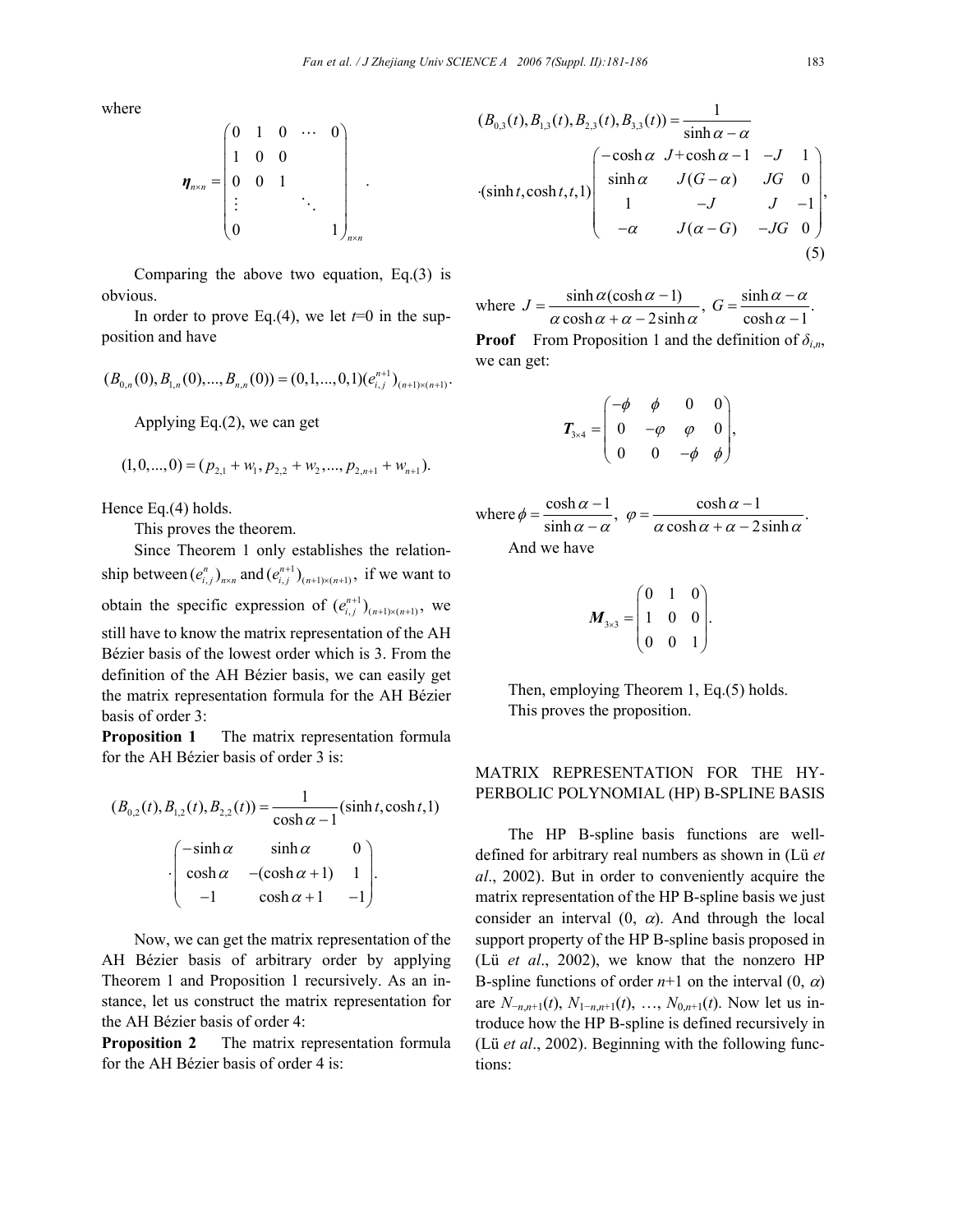where

$$\boldsymbol{\eta}_{n\times n}=\begin{pmatrix}0&1&0&\cdots&0\\1&0&0&&\\0&0&1&&\\\vdots&&&\ddots&\\0&&&&1\end{pmatrix}_{n\times n}.$$

Comparing the above two equation, Eq.(3) is obvious.

In order to prove Eq.(4), we let $t$=0 in the supposition and have

$$(B_{0,n}(0),B_{1,n}(0),...,B_{n,n}(0))=(0,1,...,0,1)(e_{i,j}^{n+1})_{(n+1)\times(n+1)}.$$

Applying Eq.(2), we can get

$$(1,0,...,0)=(p_{2,1}+w_1,p_{2,2}+w_2,...,p_{2,n+1}+w_{n+1}).$$

Hence Eq.(4) holds.

This proves the theorem.

Since Theorem 1 only establishes the relationship between $(e_{i,j}^{n})_{n\times n}$ and $(e_{i,j}^{n+1})_{(n+1)\times(n+1)}$, if we want to obtain the specific expression of $(e_{i,j}^{n+1})_{(n+1)\times(n+1)}$, we still have to know the matrix representation of the AH Bézier basis of the lowest order which is 3. From the definition of the AH Bézier basis, we can easily get the matrix representation formula for the AH Bézier basis of order 3:

**Proposition 1** The matrix representation formula for the AH Bézier basis of order 3 is:

$$(B_{0,2}(t),B_{1,2}(t),B_{2,2}(t))=\frac{1}{\cosh\alpha-1}(\sinh t,\cosh t,1)\cdot\begin{pmatrix}-\sinh\alpha&\sinh\alpha&0\\\cosh\alpha&-(\cosh\alpha+1)&1\\-1&\cosh\alpha+1&-1\end{pmatrix}.$$

Now, we can get the matrix representation of the AH Bézier basis of arbitrary order by applying Theorem 1 and Proposition 1 recursively. As an instance, let us construct the matrix representation for the AH Bézier basis of order 4:

**Proposition 2** The matrix representation formula for the AH Bézier basis of order 4 is:

$$(B_{0,3}(t),B_{1,3}(t),B_{2,3}(t),B_{3,3}(t))=\frac{1}{\sinh\alpha-\alpha}\cdot(\sinh t,\cosh t,t,1)\begin{pmatrix}-\cosh\alpha&J+\cosh\alpha-1&-J&1\\\sinh\alpha&J(G-\alpha)&JG&0\\1&-J&J&-1\\-\alpha&J(\alpha-G)&-JG&0\end{pmatrix},\tag{5}$$

where $J=\dfrac{\sinh\alpha(\cosh\alpha-1)}{\alpha\cosh\alpha+\alpha-2\sinh\alpha}$, $G=\dfrac{\sinh\alpha-\alpha}{\cosh\alpha-1}$.

**Proof** From Proposition 1 and the definition of $\delta_{i,n}$, we can get:

$$\boldsymbol{T}_{3\times4}=\begin{pmatrix}-\phi&\phi&0&0\\0&-\varphi&\varphi&0\\0&0&-\phi&\phi\end{pmatrix},$$

where $\phi=\dfrac{\cosh\alpha-1}{\sinh\alpha-\alpha}$, $\varphi=\dfrac{\cosh\alpha-1}{\alpha\cosh\alpha+\alpha-2\sinh\alpha}$.

And we have

$$\boldsymbol{M}_{3\times3}=\begin{pmatrix}0&1&0\\1&0&0\\0&0&1\end{pmatrix}.$$

Then, employing Theorem 1, Eq.(5) holds.

This proves the proposition.

## MATRIX REPRESENTATION FOR THE HYPERBOLIC POLYNOMIAL (HP) B-SPLINE BASIS

The HP B-spline basis functions are well-defined for arbitrary real numbers as shown in (Lü *et al*., 2002). But in order to conveniently acquire the matrix representation of the HP B-spline basis we just consider an interval (0, $\alpha$). And through the local support property of the HP B-spline basis proposed in (Lü *et al*., 2002), we know that the nonzero HP B-spline functions of order $n$+1 on the interval (0, $\alpha$) are $N_{-n,n+1}(t)$, $N_{1-n,n+1}(t)$, …, $N_{0,n+1}(t)$. Now let us introduce how the HP B-spline is defined recursively in (Lü *et al*., 2002). Beginning with the following functions: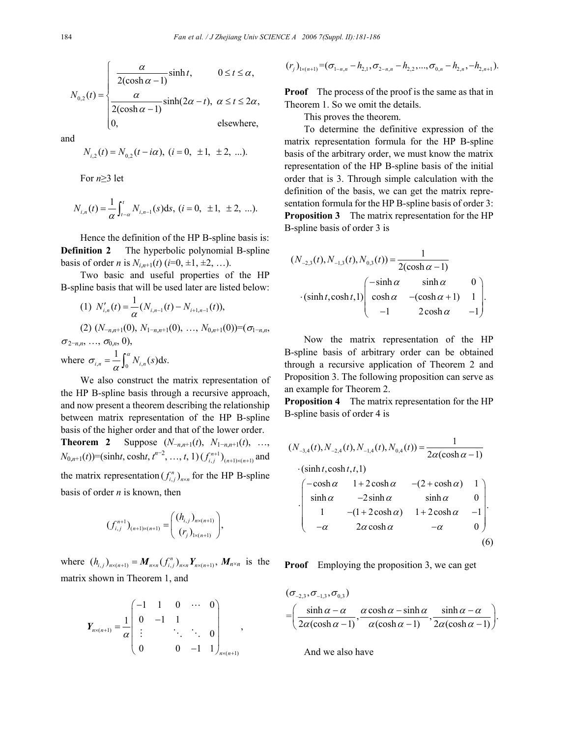$$N_{0,2}(t)=\begin{cases}\dfrac{\alpha}{2(\cosh\alpha-1)}\sinh t, & 0\le t\le\alpha,\\ \dfrac{\alpha}{2(\cosh\alpha-1)}\sinh(2\alpha-t), & \alpha\le t\le 2\alpha,\\ 0, & \text{elsewhere},\end{cases}$$

and

$$N_{i,2}(t)=N_{0,2}(t-i\alpha),\ (i=0,\ \pm1,\ \pm2,\ ...).$$

For $n\ge3$ let

$$N_{i,n}(t)=\frac{1}{\alpha}\int_{t-\alpha}^{t}N_{i,n-1}(s)\mathrm{d}s,\ (i=0,\ \pm1,\ \pm2,\ ...).$$

Hence the definition of the HP B-spline basis is:

**Definition 2** The hyperbolic polynomial B-spline basis of order $n$ is $N_{i,n+1}(t)$ ($i$=0, ±1, ±2, …).

Two basic and useful properties of the HP B-spline basis that will be used later are listed below:

(1) $N'_{i,n}(t)=\dfrac{1}{\alpha}(N_{i,n-1}(t)-N_{i+1,n-1}(t))$,

(2) $(N_{-n,n+1}(0), N_{1-n,n+1}(0), \ldots, N_{0,n+1}(0))=(\sigma_{1-n,n}, \sigma_{2-n,n}, \ldots, \sigma_{0,n}, 0)$,

where $\sigma_{i,n}=\dfrac{1}{\alpha}\int_0^{\alpha}N_{i,n}(s)\mathrm{d}s$.

We also construct the matrix representation of the HP B-spline basis through a recursive approach, and now present a theorem describing the relationship between matrix representation of the HP B-spline basis of the higher order and that of the lower order.

**Theorem 2** Suppose $(N_{-n,n+1}(t), N_{1-n,n+1}(t), \ldots, N_{0,n+1}(t))=(\sinh t, \cosh t, t^{n-2}, \ldots, t, 1)\,(f_{i,j}^{n+1})_{(n+1)\times(n+1)}$ and the matrix representation $(f_{i,j}^{n})_{n\times n}$ for the HP B-spline basis of order $n$ is known, then

$$(f_{i,j}^{n+1})_{(n+1)\times(n+1)}=\begin{pmatrix}(h_{i,j})_{n\times(n+1)}\\(r_j)_{1\times(n+1)}\end{pmatrix},$$

where $(h_{i,j})_{n\times(n+1)}=\boldsymbol{M}_{n\times n}(f_{i,j}^{n})_{n\times n}\boldsymbol{Y}_{n\times(n+1)}$, $\boldsymbol{M}_{n\times n}$ is the matrix shown in Theorem 1, and

$$\boldsymbol{Y}_{n\times(n+1)}=\frac{1}{\alpha}\begin{pmatrix}-1 & 1 & 0 & \cdots & 0\\ 0 & -1 & 1 & & \\ \vdots & & \ddots & \ddots & 0\\ 0 & & 0 & -1 & 1\end{pmatrix}_{n\times(n+1)},$$

$$(r_j)_{1\times(n+1)}=(\sigma_{1-n,n}-h_{2,1}, \sigma_{2-n,n}-h_{2,2}, \ldots, \sigma_{0,n}-h_{2,n}, -h_{2,n+1}).$$

**Proof** The process of the proof is the same as that in Theorem 1. So we omit the details.

This proves the theorem.

To determine the definitive expression of the matrix representation formula for the HP B-spline basis of the arbitrary order, we must know the matrix representation of the HP B-spline basis of the initial order that is 3. Through simple calculation with the definition of the basis, we can get the matrix representation formula for the HP B-spline basis of order 3:

**Proposition 3** The matrix representation for the HP B-spline basis of order 3 is

$$(N_{-2,3}(t), N_{-1,3}(t), N_{0,3}(t))=\frac{1}{2(\cosh\alpha-1)}\cdot(\sinh t, \cosh t, 1)\begin{pmatrix}-\sinh\alpha & \sinh\alpha & 0\\ \cosh\alpha & -(\cosh\alpha+1) & 1\\ -1 & 2\cosh\alpha & -1\end{pmatrix}.$$

Now the matrix representation of the HP B-spline basis of arbitrary order can be obtained through a recursive application of Theorem 2 and Proposition 3. The following proposition can serve as an example for Theorem 2.

**Proposition 4** The matrix representation for the HP B-spline basis of order 4 is

$$(N_{-3,4}(t), N_{-2,4}(t), N_{-1,4}(t), N_{0,4}(t))=\frac{1}{2\alpha(\cosh\alpha-1)}\cdot(\sinh t, \cosh t, t, 1)\cdot\begin{pmatrix}-\cosh\alpha & 1+2\cosh\alpha & -(2+\cosh\alpha) & 1\\ \sinh\alpha & -2\sinh\alpha & \sinh\alpha & 0\\ 1 & -(1+2\cosh\alpha) & 1+2\cosh\alpha & -1\\ -\alpha & 2\alpha\cosh\alpha & -\alpha & 0\end{pmatrix}. \tag{6}$$

**Proof** Employing the proposition 3, we can get

$$(\sigma_{-2,3}, \sigma_{-1,3}, \sigma_{0,3})=\left(\frac{\sinh\alpha-\alpha}{2\alpha(\cosh\alpha-1)}, \frac{\alpha\cosh\alpha-\sinh\alpha}{\alpha(\cosh\alpha-1)}, \frac{\sinh\alpha-\alpha}{2\alpha(\cosh\alpha-1)}\right).$$

And we also have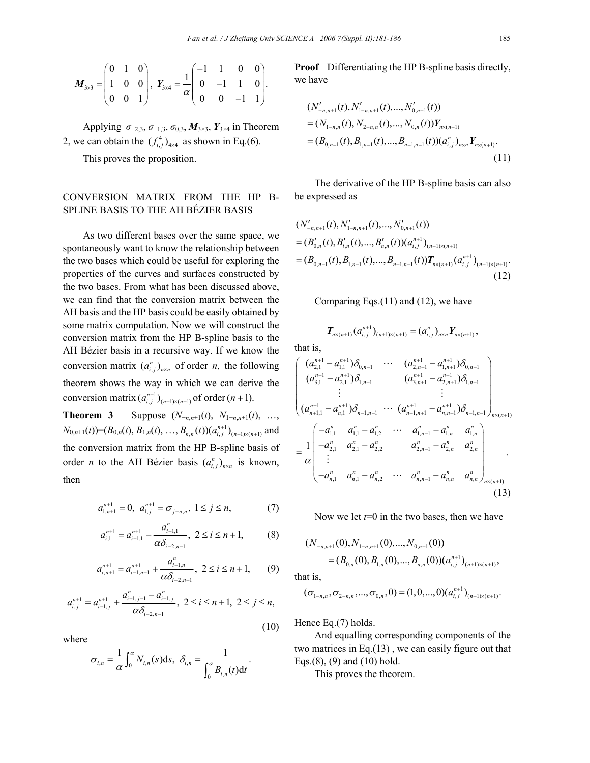$$\boldsymbol{M}_{3\times 3}=\begin{pmatrix}0 & 1 & 0\\ 1 & 0 & 0\\ 0 & 0 & 1\end{pmatrix},\ \boldsymbol{Y}_{3\times 4}=\frac{1}{\alpha}\begin{pmatrix}-1 & 1 & 0 & 0\\ 0 & -1 & 1 & 0\\ 0 & 0 & -1 & 1\end{pmatrix}.$$

Applying $\sigma_{-2,3}$, $\sigma_{-1,3}$, $\sigma_{0,3}$, $\boldsymbol{M}_{3\times 3}$, $\boldsymbol{Y}_{3\times 4}$ in Theorem 2, we can obtain the $(f_{i,j}^{4})_{4\times 4}$ as shown in Eq.(6).

This proves the proposition.

## CONVERSION MATRIX FROM THE HP B-SPLINE BASIS TO THE AH BÉZIER BASIS

As two different bases over the same space, we spontaneously want to know the relationship between the two bases which could be useful for exploring the properties of the curves and surfaces constructed by the two bases. From what has been discussed above, we can find that the conversion matrix between the AH basis and the HP basis could be easily obtained by some matrix computation. Now we will construct the conversion matrix from the HP B-spline basis to the AH Bézier basis in a recursive way. If we know the conversion matrix $(a_{i,j}^{n})_{n\times n}$ of order $n$, the following theorem shows the way in which we can derive the conversion matrix $(a_{i,j}^{n+1})_{(n+1)\times(n+1)}$ of order $(n+1)$.

**Theorem 3** Suppose $(N_{-n,n+1}(t), N_{1-n,n+1}(t), \ldots, N_{0,n+1}(t))=(B_{0,n}(t), B_{1,n}(t), \ldots, B_{n,n}(t))(a_{i,j}^{n+1})_{(n+1)\times(n+1)}$ and the conversion matrix from the HP B-spline basis of order $n$ to the AH Bézier basis $(a_{i,j}^{n})_{n\times n}$ is known, then

$$a_{1,n+1}^{n+1}=0,\ a_{1,j}^{n+1}=\sigma_{j-n,n},\ 1\le j\le n, \tag{7}$$

$$a_{i,1}^{n+1}=a_{i-1,1}^{n+1}-\frac{a_{i-1,1}^{n}}{\alpha\delta_{i-2,n-1}},\ 2\le i\le n+1, \tag{8}$$

$$a_{i,n+1}^{n+1}=a_{i-1,n+1}^{n+1}+\frac{a_{i-1,n}^{n}}{\alpha\delta_{i-2,n-1}},\ 2\le i\le n+1, \tag{9}$$

$$a_{i,j}^{n+1}=a_{i-1,j}^{n+1}+\frac{a_{i-1,j-1}^{n}-a_{i-1,j}^{n}}{\alpha\delta_{i-2,n-1}},\ 2\le i\le n+1,\ 2\le j\le n, \tag{10}$$

where

$$\sigma_{i,n}=\frac{1}{\alpha}\int_0^{\alpha}N_{i,n}(s)\mathrm{d}s,\ \delta_{i,n}=\frac{1}{\int_0^{\alpha}B_{i,n}(t)\mathrm{d}t}.$$

**Proof** Differentiating the HP B-spline basis directly, we have

$$\begin{aligned}&(N'_{-n,n+1}(t), N'_{1-n,n+1}(t), \ldots, N'_{0,n+1}(t))\\ &=(N_{1-n,n}(t), N_{2-n,n}(t), \ldots, N_{0,n}(t))\boldsymbol{Y}_{n\times(n+1)}\\ &=(B_{0,n-1}(t), B_{1,n-1}(t), \ldots, B_{n-1,n-1}(t))(a_{i,j}^{n})_{n\times n}\boldsymbol{Y}_{n\times(n+1)}.\end{aligned} \tag{11}$$

The derivative of the HP B-spline basis can also be expressed as

$$\begin{aligned}&(N'_{-n,n+1}(t), N'_{1-n,n+1}(t), \ldots, N'_{0,n+1}(t))\\ &=(B'_{0,n}(t), B'_{i,n}(t), \ldots, B'_{n,n}(t))(a_{i,j}^{n+1})_{(n+1)\times(n+1)}\\ &=(B_{0,n-1}(t), B_{1,n-1}(t), \ldots, B_{n-1,n-1}(t))\boldsymbol{T}_{n\times(n+1)}(a_{i,j}^{n+1})_{(n+1)\times(n+1)}.\end{aligned} \tag{12}$$

Comparing Eqs.(11) and (12), we have

$$\boldsymbol{T}_{n\times(n+1)}(a_{i,j}^{n+1})_{(n+1)\times(n+1)}=(a_{i,j}^{n})_{n\times n}\boldsymbol{Y}_{n\times(n+1)},$$

that is,

$$\begin{pmatrix}(a_{2,1}^{n+1}-a_{1,1}^{n+1})\delta_{0,n-1} & \cdots & (a_{2,n+1}^{n+1}-a_{1,n+1}^{n+1})\delta_{0,n-1}\\ (a_{3,1}^{n+1}-a_{2,1}^{n+1})\delta_{1,n-1} & & (a_{3,n+1}^{n+1}-a_{2,n+1}^{n+1})\delta_{1,n-1}\\ \vdots & & \vdots\\ (a_{n+1,1}^{n+1}-a_{n,1}^{n+1})\delta_{n-1,n-1} & \cdots & (a_{n+1,n+1}^{n+1}-a_{n,n+1}^{n+1})\delta_{n-1,n-1}\end{pmatrix}_{n\times(n+1)}$$
$$=\frac{1}{\alpha}\begin{pmatrix}-a_{1,1}^{n} & a_{1,1}^{n}-a_{1,2}^{n} & \cdots & a_{1,n-1}^{n}-a_{1,n}^{n} & a_{1,n}^{n}\\ -a_{2,1}^{n} & a_{2,1}^{n}-a_{2,2}^{n} & & a_{2,n-1}^{n}-a_{2,n}^{n} & a_{2,n}^{n}\\ \vdots & & & & \\ -a_{n,1}^{n} & a_{n,1}^{n}-a_{n,2}^{n} & \cdots & a_{n,n-1}^{n}-a_{n,n}^{n} & a_{n,n}^{n}\end{pmatrix}_{n\times(n+1)}. \tag{13}$$

Now we let $t$=0 in the two bases, then we have

$$(N_{-n,n+1}(0), N_{1-n,n+1}(0), \ldots, N_{0,n+1}(0))=(B_{0,n}(0), B_{1,n}(0), \ldots, B_{n,n}(0))(a_{i,j}^{n+1})_{(n+1)\times(n+1)},$$

that is,

$$(\sigma_{1-n,n}, \sigma_{2-n,n}, \ldots, \sigma_{0,n}, 0)=(1, 0, \ldots, 0)(a_{i,j}^{n+1})_{(n+1)\times(n+1)}.$$

Hence Eq.(7) holds.

And equalling corresponding components of the two matrices in Eq.(13) , we can easily figure out that Eqs.(8), (9) and (10) hold.

This proves the theorem.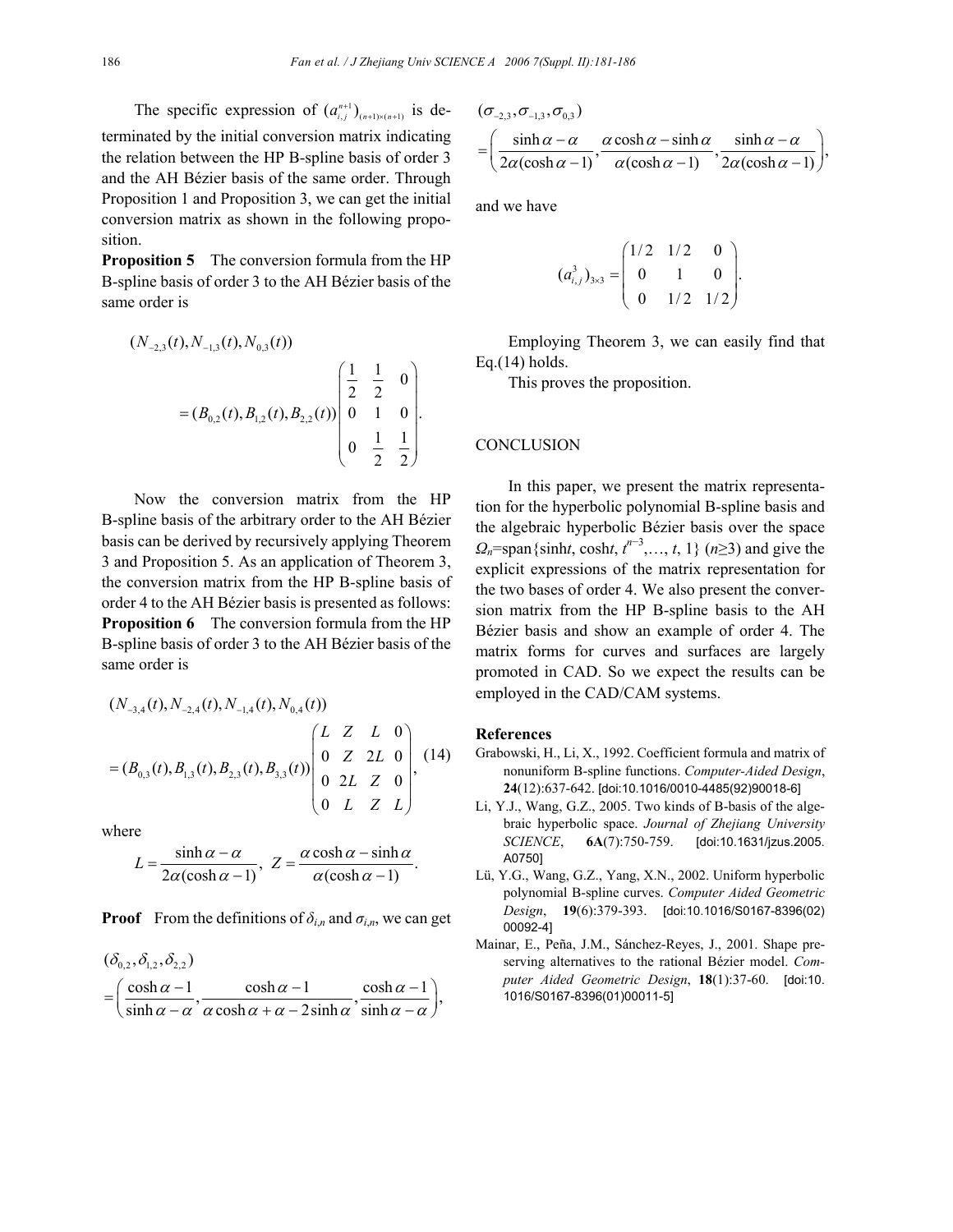The specific expression of $(a_{i,j}^{n+1})_{(n+1)\times(n+1)}$ is determinated by the initial conversion matrix indicating the relation between the HP B-spline basis of order 3 and the AH Bézier basis of the same order. Through Proposition 1 and Proposition 3, we can get the initial conversion matrix as shown in the following proposition.

**Proposition 5** The conversion formula from the HP B-spline basis of order 3 to the AH Bézier basis of the same order is

$$
\begin{aligned}
&(N_{-2,3}(t), N_{-1,3}(t), N_{0,3}(t)) \\
&= (B_{0,2}(t), B_{1,2}(t), B_{2,2}(t)) \begin{pmatrix} \frac{1}{2} & \frac{1}{2} & 0 \\ 0 & 1 & 0 \\ 0 & \frac{1}{2} & \frac{1}{2} \end{pmatrix}.
\end{aligned}
$$

Now the conversion matrix from the HP B-spline basis of the arbitrary order to the AH Bézier basis can be derived by recursively applying Theorem 3 and Proposition 5. As an application of Theorem 3, the conversion matrix from the HP B-spline basis of order 4 to the AH Bézier basis is presented as follows:

**Proposition 6** The conversion formula from the HP B-spline basis of order 3 to the AH Bézier basis of the same order is

$$
\begin{aligned}
&(N_{-3,4}(t), N_{-2,4}(t), N_{-1,4}(t), N_{0,4}(t)) \\
&= (B_{0,3}(t), B_{1,3}(t), B_{2,3}(t), B_{3,3}(t)) \begin{pmatrix} L & Z & L & 0 \\ 0 & Z & 2L & 0 \\ 0 & 2L & Z & 0 \\ 0 & L & Z & L \end{pmatrix}, \quad (14)
\end{aligned}
$$

where

$$
L = \frac{\sinh\alpha - \alpha}{2\alpha(\cosh\alpha - 1)},\ Z = \frac{\alpha\cosh\alpha - \sinh\alpha}{\alpha(\cosh\alpha - 1)}.
$$

**Proof** From the definitions of $\delta_{i,n}$ and $\sigma_{i,n}$, we can get

$$
\begin{aligned}
&(\delta_{0,2}, \delta_{1,2}, \delta_{2,2}) \\
&= \left( \frac{\cosh\alpha - 1}{\sinh\alpha - \alpha}, \frac{\cosh\alpha - 1}{\alpha\cosh\alpha + \alpha - 2\sinh\alpha}, \frac{\cosh\alpha - 1}{\sinh\alpha - \alpha} \right),
\end{aligned}
$$

$$
\begin{aligned}
&(\sigma_{-2,3}, \sigma_{-1,3}, \sigma_{0,3}) \\
&= \left( \frac{\sinh\alpha - \alpha}{2\alpha(\cosh\alpha - 1)}, \frac{\alpha\cosh\alpha - \sinh\alpha}{\alpha(\cosh\alpha - 1)}, \frac{\sinh\alpha - \alpha}{2\alpha(\cosh\alpha - 1)} \right),
\end{aligned}
$$

and we have

$$
(a_{i,j}^3)_{3\times3} = \begin{pmatrix} 1/2 & 1/2 & 0 \\ 0 & 1 & 0 \\ 0 & 1/2 & 1/2 \end{pmatrix}.
$$

Employing Theorem 3, we can easily find that Eq.(14) holds.

This proves the proposition.

## CONCLUSION

In this paper, we present the matrix representation for the hyperbolic polynomial B-spline basis and the algebraic hyperbolic Bézier basis over the space $\Omega_n$=span{sinh$t$, cosh$t$, $t^{n-3}$,…, $t$, 1} ($n$≥3) and give the explicit expressions of the matrix representation for the two bases of order 4. We also present the conversion matrix from the HP B-spline basis to the AH Bézier basis and show an example of order 4. The matrix forms for curves and surfaces are largely promoted in CAD. So we expect the results can be employed in the CAD/CAM systems.

## References

Grabowski, H., Li, X., 1992. Coefficient formula and matrix of nonuniform B-spline functions. *Computer-Aided Design*, **24**(12):637-642. [doi:10.1016/0010-4485(92)90018-6]

Li, Y.J., Wang, G.Z., 2005. Two kinds of B-basis of the algebraic hyperbolic space. *Journal of Zhejiang University SCIENCE*, **6A**(7):750-759. [doi:10.1631/jzus.2005.A0750]

Lü, Y.G., Wang, G.Z., Yang, X.N., 2002. Uniform hyperbolic polynomial B-spline curves. *Computer Aided Geometric Design*, **19**(6):379-393. [doi:10.1016/S0167-8396(02)00092-4]

Mainar, E., Peña, J.M., Sánchez-Reyes, J., 2001. Shape preserving alternatives to the rational Bézier model. *Computer Aided Geometric Design*, **18**(1):37-60. [doi:10.1016/S0167-8396(01)00011-5]